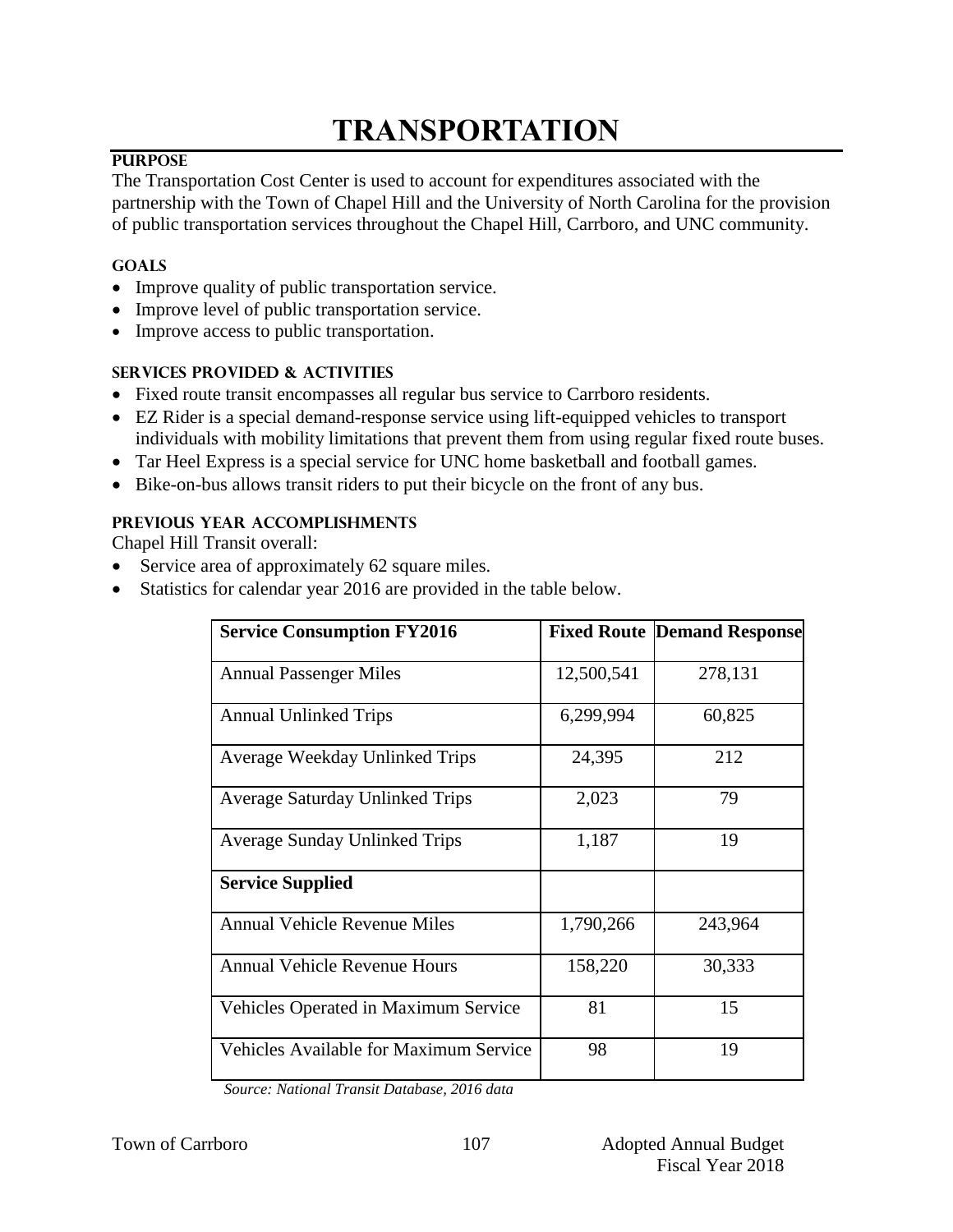# TRANSPORTATION

## PURPOSE

The Transportation Cost Center is used to account for expenditures associated with the partnership with the Town of Chapel Hill and the University of North Carolina for the provision of public transportation services throughout the Chapel Hill, Carrboro, and UNC community.

### GOALS

- Improve quality of public transportation service.
- Improve level of public transportation service.
- Improve access to public transportation.

### SERVICES PROVIDED & ACTIVITIES

- Fixed route transit encompasses all regular bus service to Carrboro residents.
- EZ Rider is a special demand-response service using lift-equipped vehicles to transport individuals with mobility limitations that prevent them from using regular fixed route buses.
- Tar Heel Express is a special service for UNC home basketball and football games.
- Bike-on-bus allows transit riders to put their bicycle on the front of any bus.

### PREVIOUS YEAR ACCOMPLISHMENTS

Chapel Hill Transit overall:

- Service area of approximately 62 square miles.
- Statistics for calendar year 2016 are provided in the table below.

| **Service Consumption FY2016** | **Fixed Route** | **Demand Response** |
|---|---|---|
| Annual Passenger Miles | 12,500,541 | 278,131 |
| Annual Unlinked Trips | 6,299,994 | 60,825 |
| Average Weekday Unlinked Trips | 24,395 | 212 |
| Average Saturday Unlinked Trips | 2,023 | 79 |
| Average Sunday Unlinked Trips | 1,187 | 19 |
| **Service Supplied** | | |
| Annual Vehicle Revenue Miles | 1,790,266 | 243,964 |
| Annual Vehicle Revenue Hours | 158,220 | 30,333 |
| Vehicles Operated in Maximum Service | 81 | 15 |
| Vehicles Available for Maximum Service | 98 | 19 |

*Source: National Transit Database, 2016 data*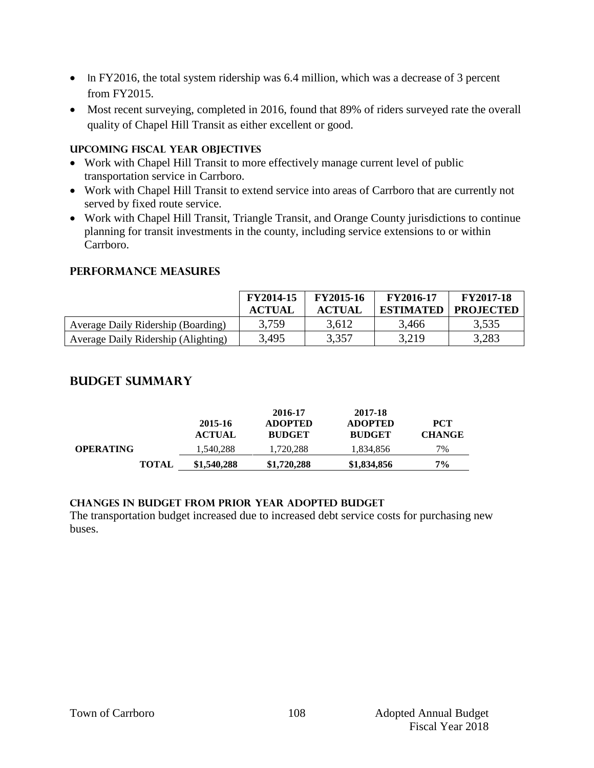- In FY2016, the total system ridership was 6.4 million, which was a decrease of 3 percent from FY2015.
- Most recent surveying, completed in 2016, found that 89% of riders surveyed rate the overall quality of Chapel Hill Transit as either excellent or good.

### UPCOMING FISCAL YEAR OBJECTIVES

- Work with Chapel Hill Transit to more effectively manage current level of public transportation service in Carrboro.
- Work with Chapel Hill Transit to extend service into areas of Carrboro that are currently not served by fixed route service.
- Work with Chapel Hill Transit, Triangle Transit, and Orange County jurisdictions to continue planning for transit investments in the county, including service extensions to or within Carrboro.

### PERFORMANCE MEASURES

| | FY2014-15 ACTUAL | FY2015-16 ACTUAL | FY2016-17 ESTIMATED | FY2017-18 PROJECTED |
|---|---|---|---|---|
| Average Daily Ridership (Boarding) | 3,759 | 3,612 | 3,466 | 3,535 |
| Average Daily Ridership (Alighting) | 3,495 | 3,357 | 3,219 | 3,283 |

## BUDGET SUMMARY

| | 2015-16 ACTUAL | 2016-17 ADOPTED BUDGET | 2017-18 ADOPTED BUDGET | PCT CHANGE |
|---|---|---|---|---|
| **OPERATING** | 1,540,288 | 1,720,288 | 1,834,856 | 7% |
| **TOTAL** | **$1,540,288** | **$1,720,288** | **$1,834,856** | **7%** |

### CHANGES IN BUDGET FROM PRIOR YEAR ADOPTED BUDGET

The transportation budget increased due to increased debt service costs for purchasing new buses.